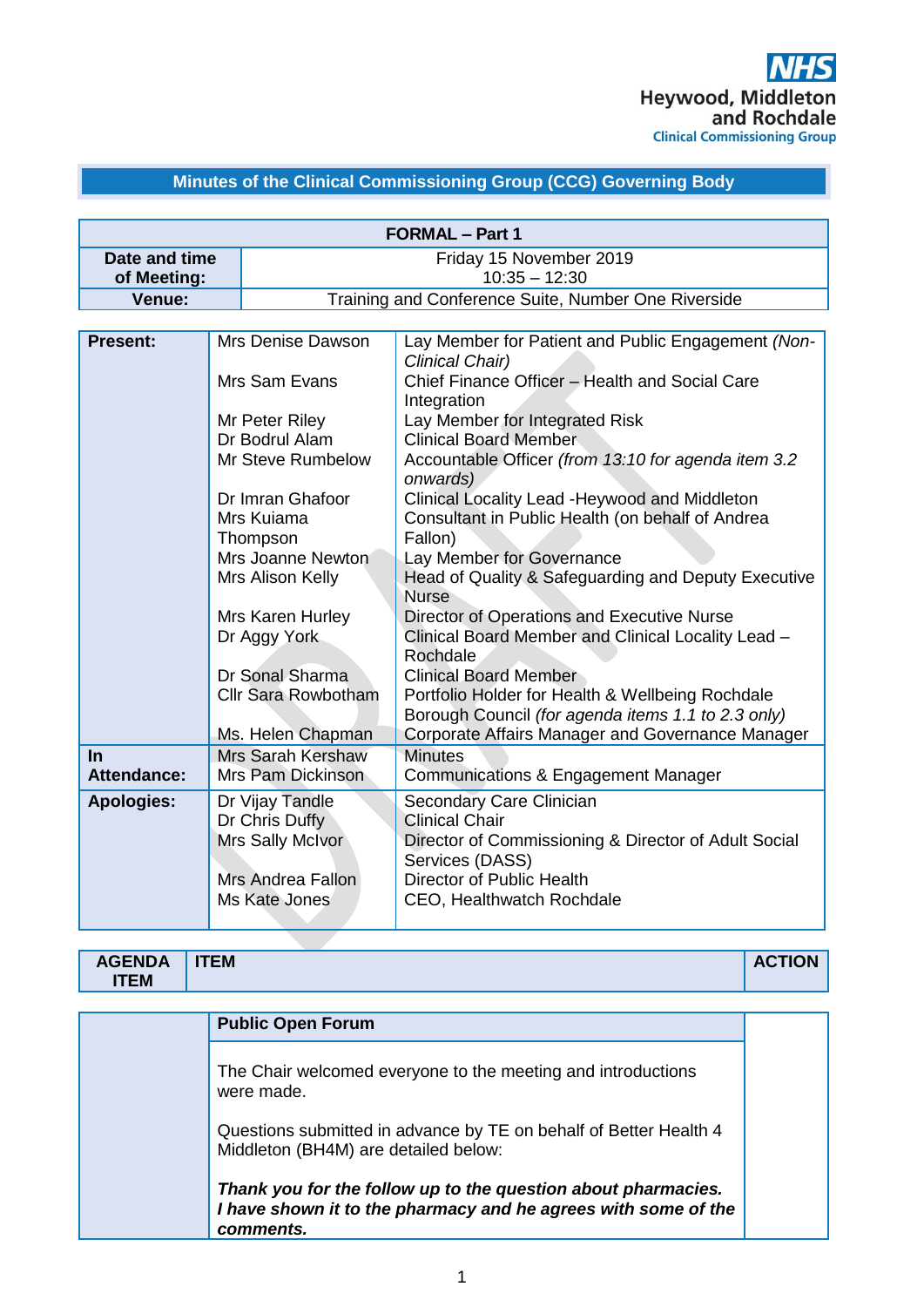NHS Heywood, Middleton and Rochdale Clinical Commissioning Group

# Minutes of the Clinical Commissioning Group (CCG) Governing Body

| FORMAL – Part 1 | |
|---|---|
| **Date and time of Meeting:** | Friday 15 November 2019<br>10:35 – 12:30 |
| **Venue:** | Training and Conference Suite, Number One Riverside |

| | | |
|---|---|---|
| **Present:** | Mrs Denise Dawson | Lay Member for Patient and Public Engagement *(Non-Clinical Chair)* |
| | Mrs Sam Evans | Chief Finance Officer – Health and Social Care Integration |
| | Mr Peter Riley | Lay Member for Integrated Risk |
| | Dr Bodrul Alam | Clinical Board Member |
| | Mr Steve Rumbelow | Accountable Officer *(from 13:10 for agenda item 3.2 onwards)* |
| | Dr Imran Ghafoor | Clinical Locality Lead -Heywood and Middleton |
| | Mrs Kuiama Thompson | Consultant in Public Health (on behalf of Andrea Fallon) |
| | Mrs Joanne Newton | Lay Member for Governance |
| | Mrs Alison Kelly | Head of Quality & Safeguarding and Deputy Executive Nurse |
| | Mrs Karen Hurley | Director of Operations and Executive Nurse |
| | Dr Aggy York | Clinical Board Member and Clinical Locality Lead – Rochdale |
| | Dr Sonal Sharma | Clinical Board Member |
| | Cllr Sara Rowbotham | Portfolio Holder for Health & Wellbeing Rochdale Borough Council *(for agenda items 1.1 to 2.3 only)* |
| | Ms. Helen Chapman | Corporate Affairs Manager and Governance Manager |
| **In Attendance:** | Mrs Sarah Kershaw | Minutes |
| | Mrs Pam Dickinson | Communications & Engagement Manager |
| **Apologies:** | Dr Vijay Tandle | Secondary Care Clinician |
| | Dr Chris Duffy | Clinical Chair |
| | Mrs Sally McIvor | Director of Commissioning & Director of Adult Social Services (DASS) |
| | Mrs Andrea Fallon | Director of Public Health |
| | Ms Kate Jones | CEO, Healthwatch Rochdale |

| AGENDA ITEM | ITEM | ACTION |
|---|---|---|
| | **Public Open Forum** | |
| | The Chair welcomed everyone to the meeting and introductions were made.<br><br>Questions submitted in advance by TE on behalf of Better Health 4 Middleton (BH4M) are detailed below:<br><br>***Thank you for the follow up to the question about pharmacies. I have shown it to the pharmacy and he agrees with some of the comments.*** | |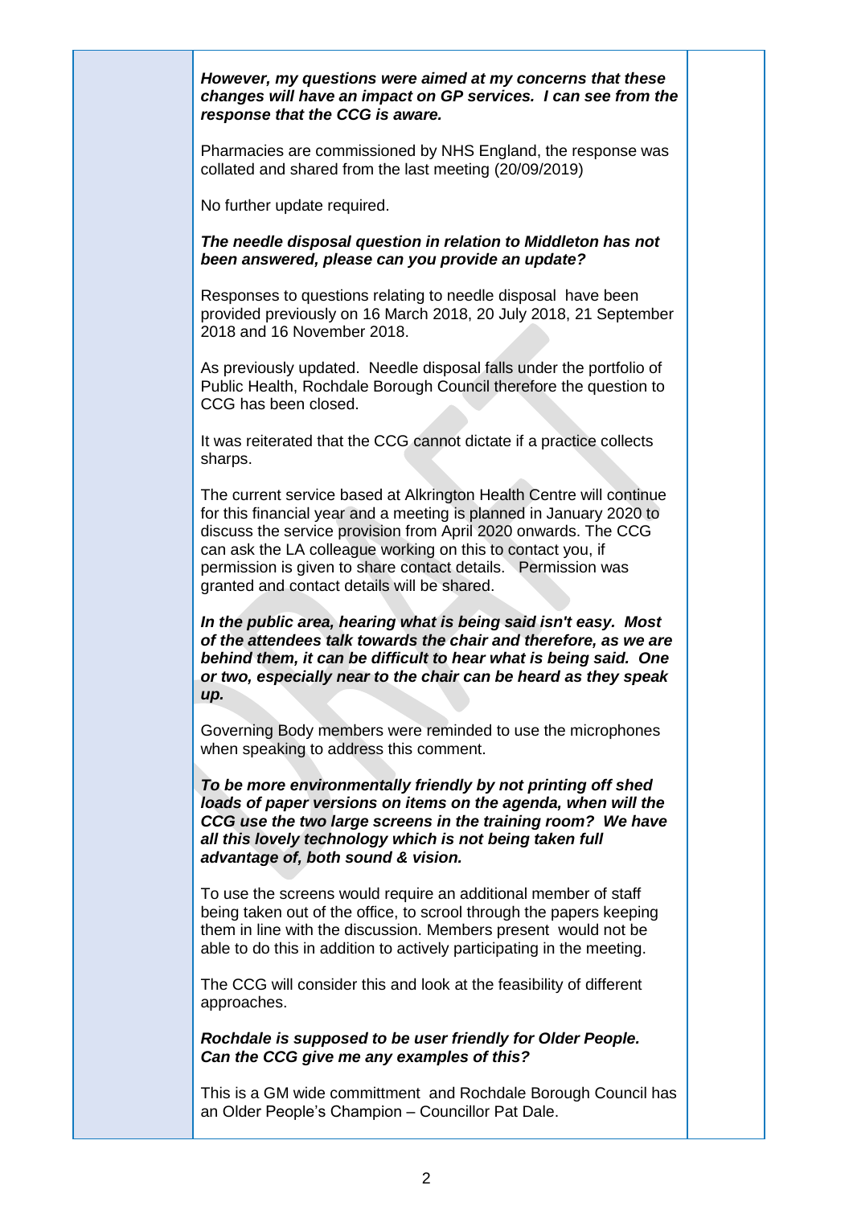***However, my questions were aimed at my concerns that these changes will have an impact on GP services. I can see from the response that the CCG is aware.***

Pharmacies are commissioned by NHS England, the response was collated and shared from the last meeting (20/09/2019)

No further update required.

***The needle disposal question in relation to Middleton has not been answered, please can you provide an update?***

Responses to questions relating to needle disposal have been provided previously on 16 March 2018, 20 July 2018, 21 September 2018 and 16 November 2018.

As previously updated. Needle disposal falls under the portfolio of Public Health, Rochdale Borough Council therefore the question to CCG has been closed.

It was reiterated that the CCG cannot dictate if a practice collects sharps.

The current service based at Alkrington Health Centre will continue for this financial year and a meeting is planned in January 2020 to discuss the service provision from April 2020 onwards. The CCG can ask the LA colleague working on this to contact you, if permission is given to share contact details. Permission was granted and contact details will be shared.

***In the public area, hearing what is being said isn't easy. Most of the attendees talk towards the chair and therefore, as we are behind them, it can be difficult to hear what is being said. One or two, especially near to the chair can be heard as they speak up.***

Governing Body members were reminded to use the microphones when speaking to address this comment.

***To be more environmentally friendly by not printing off shed loads of paper versions on items on the agenda, when will the CCG use the two large screens in the training room? We have all this lovely technology which is not being taken full advantage of, both sound & vision.***

To use the screens would require an additional member of staff being taken out of the office, to scrool through the papers keeping them in line with the discussion. Members present would not be able to do this in addition to actively participating in the meeting.

The CCG will consider this and look at the feasibility of different approaches.

***Rochdale is supposed to be user friendly for Older People. Can the CCG give me any examples of this?***

This is a GM wide committment and Rochdale Borough Council has an Older People's Champion – Councillor Pat Dale.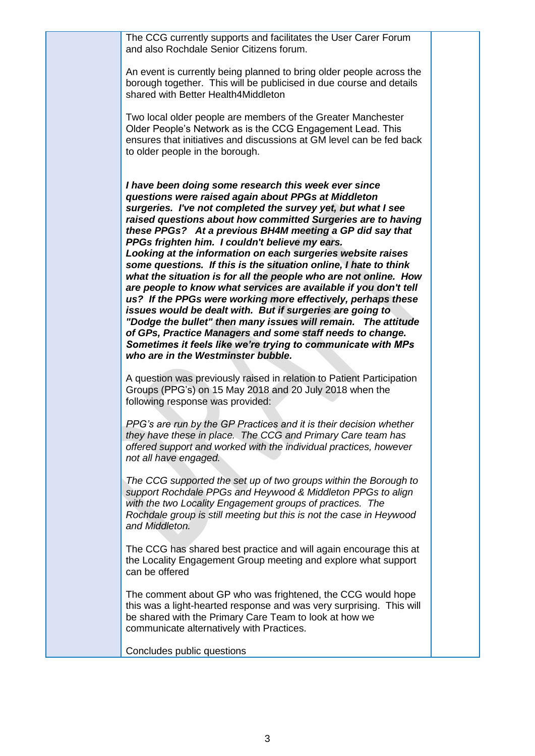| | | |
|---|---|---|
| | The CCG currently supports and facilitates the User Carer Forum and also Rochdale Senior Citizens forum.<br><br>An event is currently being planned to bring older people across the borough together. This will be publicised in due course and details shared with Better Health4Middleton<br><br>Two local older people are members of the Greater Manchester Older People's Network as is the CCG Engagement Lead. This ensures that initiatives and discussions at GM level can be fed back to older people in the borough.<br><br>***I have been doing some research this week ever since questions were raised again about PPGs at Middleton surgeries. I've not completed the survey yet, but what I see raised questions about how committed Surgeries are to having these PPGs? At a previous BH4M meeting a GP did say that PPGs frighten him. I couldn't believe my ears.*** <br>***Looking at the information on each surgeries website raises some questions. If this is the situation online, I hate to think what the situation is for all the people who are not online. How are people to know what services are available if you don't tell us? If the PPGs were working more effectively, perhaps these issues would be dealt with. But if surgeries are going to "Dodge the bullet" then many issues will remain. The attitude of GPs, Practice Managers and some staff needs to change. Sometimes it feels like we're trying to communicate with MPs who are in the Westminster bubble.***<br><br>A question was previously raised in relation to Patient Participation Groups (PPG's) on 15 May 2018 and 20 July 2018 when the following response was provided:<br><br>*PPG's are run by the GP Practices and it is their decision whether they have these in place. The CCG and Primary Care team has offered support and worked with the individual practices, however not all have engaged.*<br><br>*The CCG supported the set up of two groups within the Borough to support Rochdale PPGs and Heywood & Middleton PPGs to align with the two Locality Engagement groups of practices. The Rochdale group is still meeting but this is not the case in Heywood and Middleton.*<br><br>The CCG has shared best practice and will again encourage this at the Locality Engagement Group meeting and explore what support can be offered<br><br>The comment about GP who was frightened, the CCG would hope this was a light-hearted response and was very surprising. This will be shared with the Primary Care Team to look at how we communicate alternatively with Practices.<br><br>Concludes public questions | |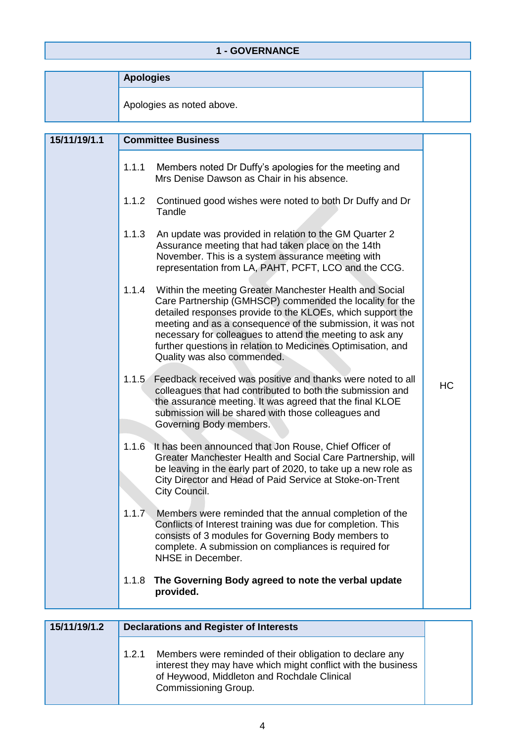| 1 - GOVERNANCE | | |
|---|---|---|

| | **Apologies** | |
|---|---|---|
| | Apologies as noted above. | |

| 15/11/19/1.1 | **Committee Business** | |
|---|---|---|
| | 1.1.1 Members noted Dr Duffy's apologies for the meeting and Mrs Denise Dawson as Chair in his absence. | |
| | 1.1.2 Continued good wishes were noted to both Dr Duffy and Dr Tandle | |
| | 1.1.3 An update was provided in relation to the GM Quarter 2 Assurance meeting that had taken place on the 14th November. This is a system assurance meeting with representation from LA, PAHT, PCFT, LCO and the CCG. | |
| | 1.1.4 Within the meeting Greater Manchester Health and Social Care Partnership (GMHSCP) commended the locality for the detailed responses provide to the KLOEs, which support the meeting and as a consequence of the submission, it was not necessary for colleagues to attend the meeting to ask any further questions in relation to Medicines Optimisation, and Quality was also commended. | |
| | 1.1.5 Feedback received was positive and thanks were noted to all colleagues that had contributed to both the submission and the assurance meeting. It was agreed that the final KLOE submission will be shared with those colleagues and Governing Body members. | HC |
| | 1.1.6 It has been announced that Jon Rouse, Chief Officer of Greater Manchester Health and Social Care Partnership, will be leaving in the early part of 2020, to take up a new role as City Director and Head of Paid Service at Stoke-on-Trent City Council. | |
| | 1.1.7 Members were reminded that the annual completion of the Conflicts of Interest training was due for completion. This consists of 3 modules for Governing Body members to complete. A submission on compliances is required for NHSE in December. | |
| | 1.1.8 **The Governing Body agreed to note the verbal update provided.** | |

| 15/11/19/1.2 | **Declarations and Register of Interests** | |
|---|---|---|
| | 1.2.1 Members were reminded of their obligation to declare any interest they may have which might conflict with the business of Heywood, Middleton and Rochdale Clinical Commissioning Group. | |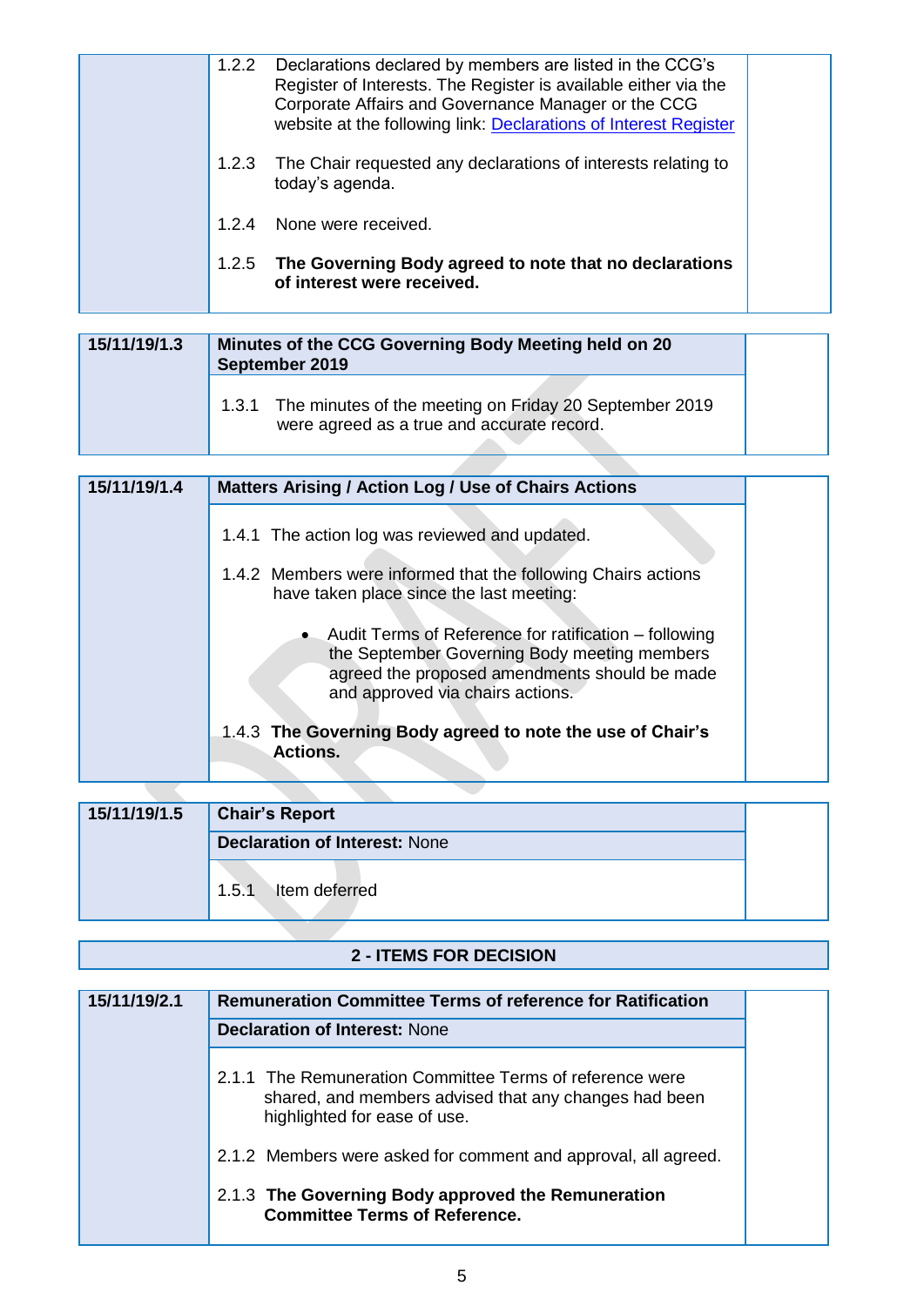| | | |
|---|---|---|
| | 1.2.2 Declarations declared by members are listed in the CCG's Register of Interests. The Register is available either via the Corporate Affairs and Governance Manager or the CCG website at the following link: [Declarations of Interest Register]<br><br>1.2.3 The Chair requested any declarations of interests relating to today's agenda.<br><br>1.2.4 None were received.<br><br>1.2.5 **The Governing Body agreed to note that no declarations of interest were received.** | |

| | | |
|---|---|---|
| **15/11/19/1.3** | **Minutes of the CCG Governing Body Meeting held on 20 September 2019** | |
| | 1.3.1 The minutes of the meeting on Friday 20 September 2019 were agreed as a true and accurate record. | |

| | | |
|---|---|---|
| **15/11/19/1.4** | **Matters Arising / Action Log / Use of Chairs Actions** | |
| | 1.4.1 The action log was reviewed and updated.<br><br>1.4.2 Members were informed that the following Chairs actions have taken place since the last meeting:<br><br>• Audit Terms of Reference for ratification – following the September Governing Body meeting members agreed the proposed amendments should be made and approved via chairs actions.<br><br>1.4.3 **The Governing Body agreed to note the use of Chair's Actions.** | |

| | | |
|---|---|---|
| **15/11/19/1.5** | **Chair's Report** | |
| | **Declaration of Interest:** None | |
| | 1.5.1 Item deferred | |

## 2 - ITEMS FOR DECISION

| | | |
|---|---|---|
| **15/11/19/2.1** | **Remuneration Committee Terms of reference for Ratification** | |
| | **Declaration of Interest:** None | |
| | 2.1.1 The Remuneration Committee Terms of reference were shared, and members advised that any changes had been highlighted for ease of use.<br><br>2.1.2 Members were asked for comment and approval, all agreed.<br><br>2.1.3 **The Governing Body approved the Remuneration Committee Terms of Reference.** | |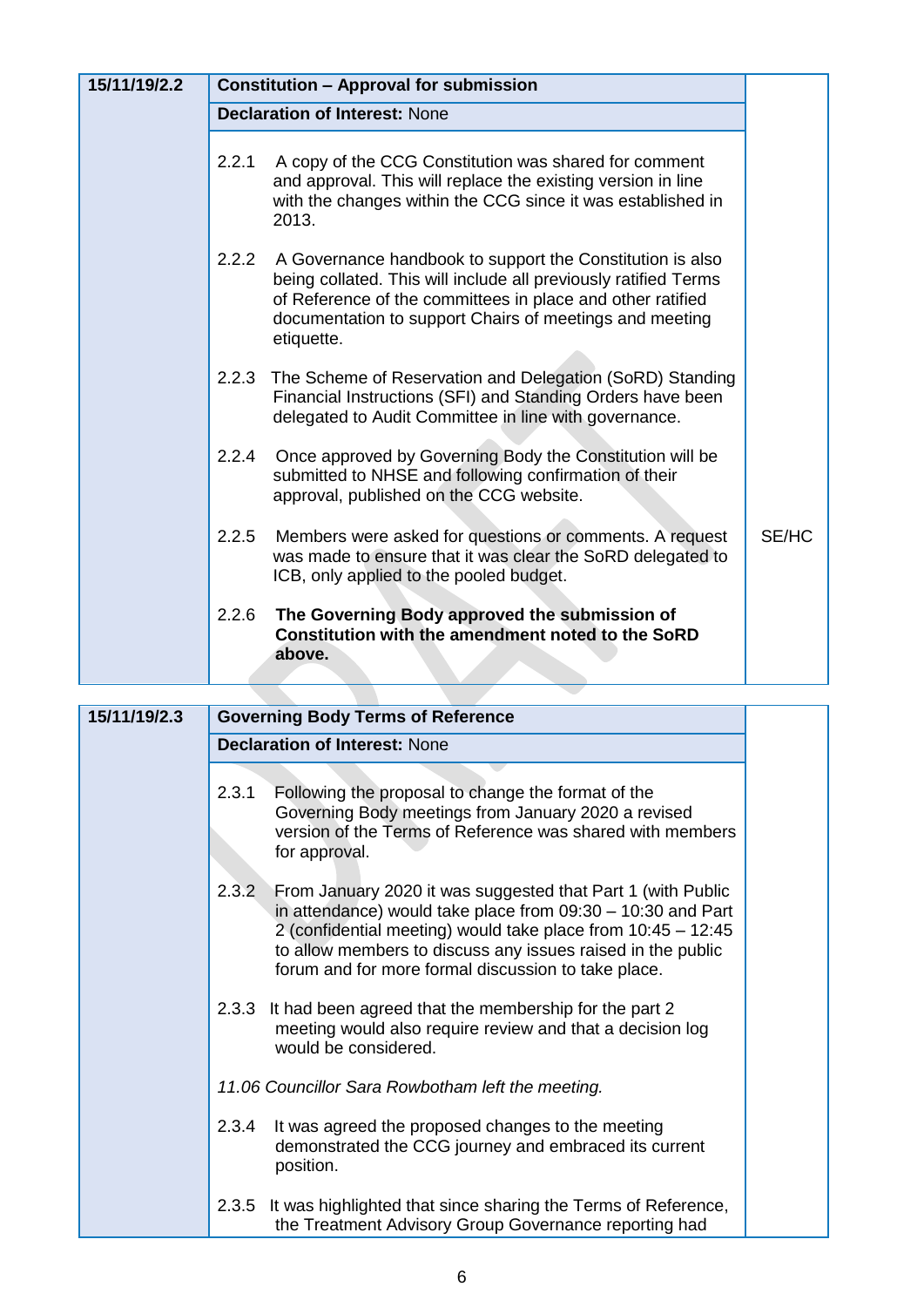| 15/11/19/2.2 | **Constitution – Approval for submission** | |
|---|---|---|
| | **Declaration of Interest:** None | |
| | 2.2.1 A copy of the CCG Constitution was shared for comment and approval. This will replace the existing version in line with the changes within the CCG since it was established in 2013. | |
| | 2.2.2 A Governance handbook to support the Constitution is also being collated. This will include all previously ratified Terms of Reference of the committees in place and other ratified documentation to support Chairs of meetings and meeting etiquette. | |
| | 2.2.3 The Scheme of Reservation and Delegation (SoRD) Standing Financial Instructions (SFI) and Standing Orders have been delegated to Audit Committee in line with governance. | |
| | 2.2.4 Once approved by Governing Body the Constitution will be submitted to NHSE and following confirmation of their approval, published on the CCG website. | |
| | 2.2.5 Members were asked for questions or comments. A request was made to ensure that it was clear the SoRD delegated to ICB, only applied to the pooled budget. | SE/HC |
| | 2.2.6 **The Governing Body approved the submission of Constitution with the amendment noted to the SoRD above.** | |

| 15/11/19/2.3 | **Governing Body Terms of Reference** | |
|---|---|---|
| | **Declaration of Interest:** None | |
| | 2.3.1 Following the proposal to change the format of the Governing Body meetings from January 2020 a revised version of the Terms of Reference was shared with members for approval. | |
| | 2.3.2 From January 2020 it was suggested that Part 1 (with Public in attendance) would take place from 09:30 – 10:30 and Part 2 (confidential meeting) would take place from 10:45 – 12:45 to allow members to discuss any issues raised in the public forum and for more formal discussion to take place. | |
| | 2.3.3 It had been agreed that the membership for the part 2 meeting would also require review and that a decision log would be considered. | |
| | *11.06 Councillor Sara Rowbotham left the meeting.* | |
| | 2.3.4 It was agreed the proposed changes to the meeting demonstrated the CCG journey and embraced its current position. | |
| | 2.3.5 It was highlighted that since sharing the Terms of Reference, the Treatment Advisory Group Governance reporting had | |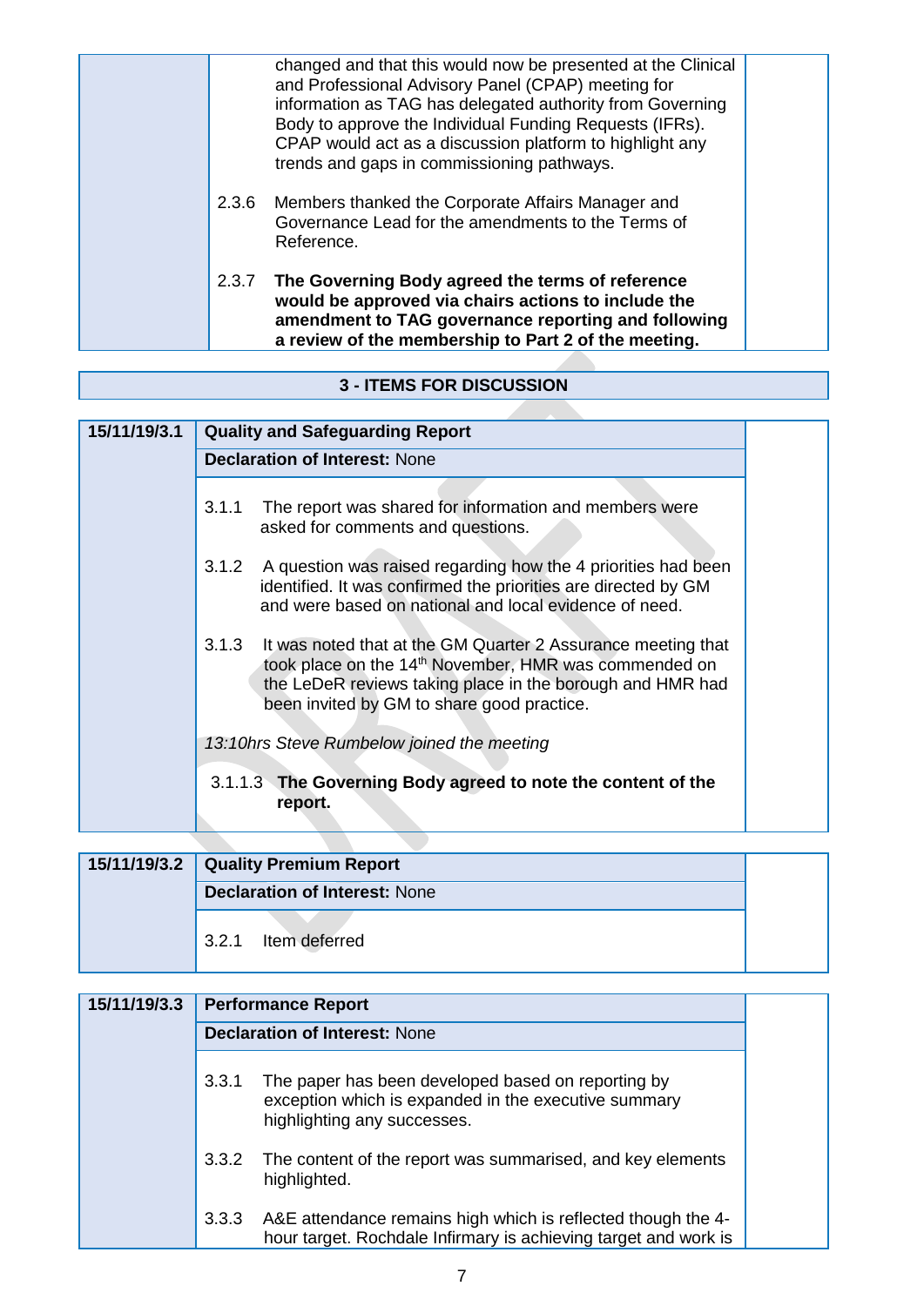| | changed and that this would now be presented at the Clinical and Professional Advisory Panel (CPAP) meeting for information as TAG has delegated authority from Governing Body to approve the Individual Funding Requests (IFRs). CPAP would act as a discussion platform to highlight any trends and gaps in commissioning pathways.<br><br>2.3.6 Members thanked the Corporate Affairs Manager and Governance Lead for the amendments to the Terms of Reference.<br><br>2.3.7 **The Governing Body agreed the terms of reference would be approved via chairs actions to include the amendment to TAG governance reporting and following a review of the membership to Part 2 of the meeting.** | |
|---|---|---|

**3 - ITEMS FOR DISCUSSION**

| 15/11/19/3.1 | **Quality and Safeguarding Report** | |
|---|---|---|
| | **Declaration of Interest:** None | |
| | 3.1.1 The report was shared for information and members were asked for comments and questions.<br><br>3.1.2 A question was raised regarding how the 4 priorities had been identified. It was confirmed the priorities are directed by GM and were based on national and local evidence of need.<br><br>3.1.3 It was noted that at the GM Quarter 2 Assurance meeting that took place on the 14th November, HMR was commended on the LeDeR reviews taking place in the borough and HMR had been invited by GM to share good practice.<br><br>*13:10hrs Steve Rumbelow joined the meeting*<br><br>3.1.1.3 **The Governing Body agreed to note the content of the report.** | |

| 15/11/19/3.2 | **Quality Premium Report** | |
|---|---|---|
| | **Declaration of Interest:** None | |
| | 3.2.1 Item deferred | |

| 15/11/19/3.3 | **Performance Report** | |
|---|---|---|
| | **Declaration of Interest:** None | |
| | 3.3.1 The paper has been developed based on reporting by exception which is expanded in the executive summary highlighting any successes.<br><br>3.3.2 The content of the report was summarised, and key elements highlighted.<br><br>3.3.3 A&E attendance remains high which is reflected though the 4-hour target. Rochdale Infirmary is achieving target and work is | |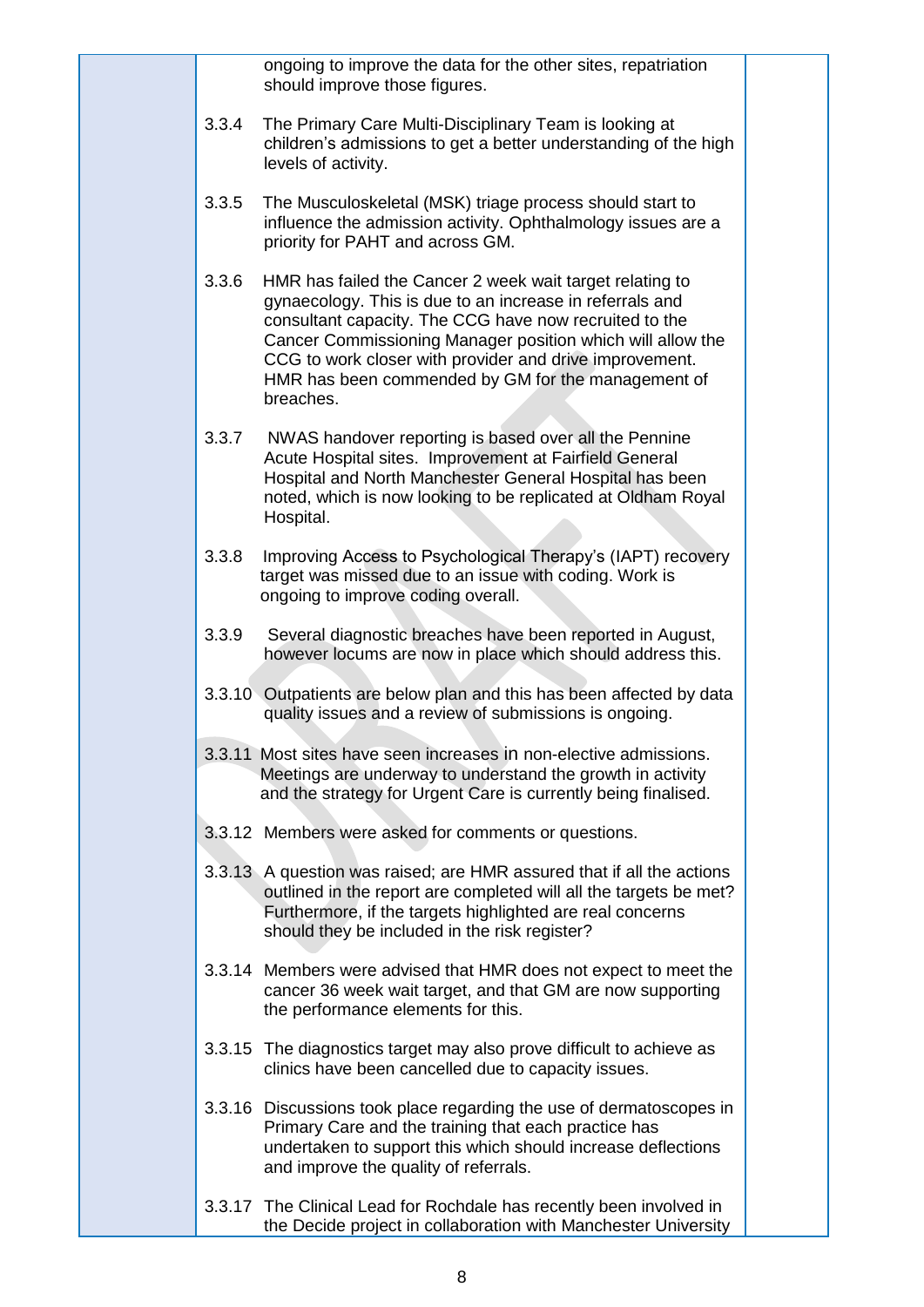ongoing to improve the data for the other sites, repatriation should improve those figures.

3.3.4 The Primary Care Multi-Disciplinary Team is looking at children's admissions to get a better understanding of the high levels of activity.

3.3.5 The Musculoskeletal (MSK) triage process should start to influence the admission activity. Ophthalmology issues are a priority for PAHT and across GM.

3.3.6 HMR has failed the Cancer 2 week wait target relating to gynaecology. This is due to an increase in referrals and consultant capacity. The CCG have now recruited to the Cancer Commissioning Manager position which will allow the CCG to work closer with provider and drive improvement. HMR has been commended by GM for the management of breaches.

3.3.7 NWAS handover reporting is based over all the Pennine Acute Hospital sites. Improvement at Fairfield General Hospital and North Manchester General Hospital has been noted, which is now looking to be replicated at Oldham Royal Hospital.

3.3.8 Improving Access to Psychological Therapy's (IAPT) recovery target was missed due to an issue with coding. Work is ongoing to improve coding overall.

3.3.9 Several diagnostic breaches have been reported in August, however locums are now in place which should address this.

3.3.10 Outpatients are below plan and this has been affected by data quality issues and a review of submissions is ongoing.

3.3.11 Most sites have seen increases in non-elective admissions. Meetings are underway to understand the growth in activity and the strategy for Urgent Care is currently being finalised.

3.3.12 Members were asked for comments or questions.

3.3.13 A question was raised; are HMR assured that if all the actions outlined in the report are completed will all the targets be met? Furthermore, if the targets highlighted are real concerns should they be included in the risk register?

3.3.14 Members were advised that HMR does not expect to meet the cancer 36 week wait target, and that GM are now supporting the performance elements for this.

3.3.15 The diagnostics target may also prove difficult to achieve as clinics have been cancelled due to capacity issues.

3.3.16 Discussions took place regarding the use of dermatoscopes in Primary Care and the training that each practice has undertaken to support this which should increase deflections and improve the quality of referrals.

3.3.17 The Clinical Lead for Rochdale has recently been involved in the Decide project in collaboration with Manchester University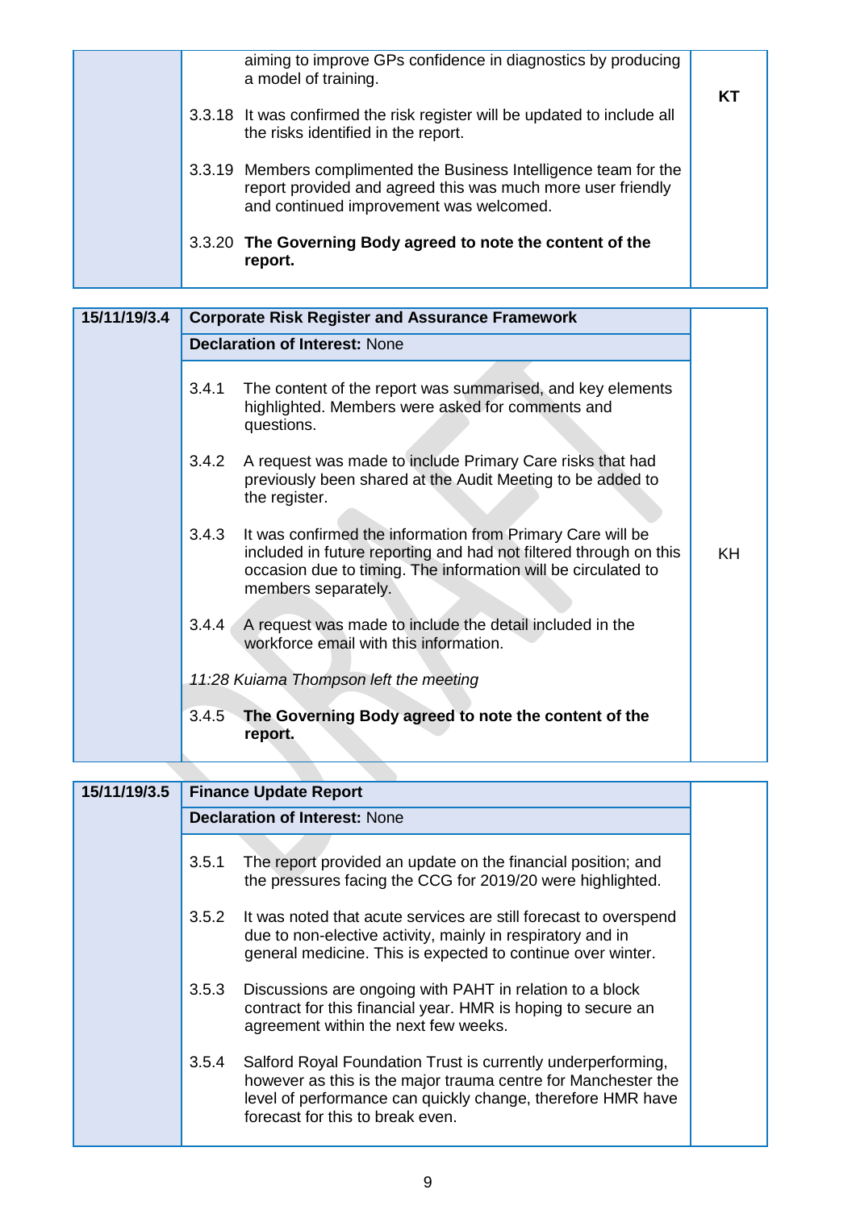| | | |
|---|---|---|
| | aiming to improve GPs confidence in diagnostics by producing a model of training.<br><br>3.3.18 It was confirmed the risk register will be updated to include all the risks identified in the report.<br><br>3.3.19 Members complimented the Business Intelligence team for the report provided and agreed this was much more user friendly and continued improvement was welcomed.<br><br>3.3.20 **The Governing Body agreed to note the content of the report.** | **KT** |

| | | |
|---|---|---|
| **15/11/19/3.4** | **Corporate Risk Register and Assurance Framework** | |
| | **Declaration of Interest:** None | |
| | 3.4.1 The content of the report was summarised, and key elements highlighted. Members were asked for comments and questions.<br><br>3.4.2 A request was made to include Primary Care risks that had previously been shared at the Audit Meeting to be added to the register.<br><br>3.4.3 It was confirmed the information from Primary Care will be included in future reporting and had not filtered through on this occasion due to timing. The information will be circulated to members separately.<br><br>3.4.4 A request was made to include the detail included in the workforce email with this information.<br><br>*11:28 Kuiama Thompson left the meeting*<br><br>3.4.5 **The Governing Body agreed to note the content of the report.** | KH |

| | | |
|---|---|---|
| **15/11/19/3.5** | **Finance Update Report** | |
| | **Declaration of Interest:** None | |
| | 3.5.1 The report provided an update on the financial position; and the pressures facing the CCG for 2019/20 were highlighted.<br><br>3.5.2 It was noted that acute services are still forecast to overspend due to non-elective activity, mainly in respiratory and in general medicine. This is expected to continue over winter.<br><br>3.5.3 Discussions are ongoing with PAHT in relation to a block contract for this financial year. HMR is hoping to secure an agreement within the next few weeks.<br><br>3.5.4 Salford Royal Foundation Trust is currently underperforming, however as this is the major trauma centre for Manchester the level of performance can quickly change, therefore HMR have forecast for this to break even. | |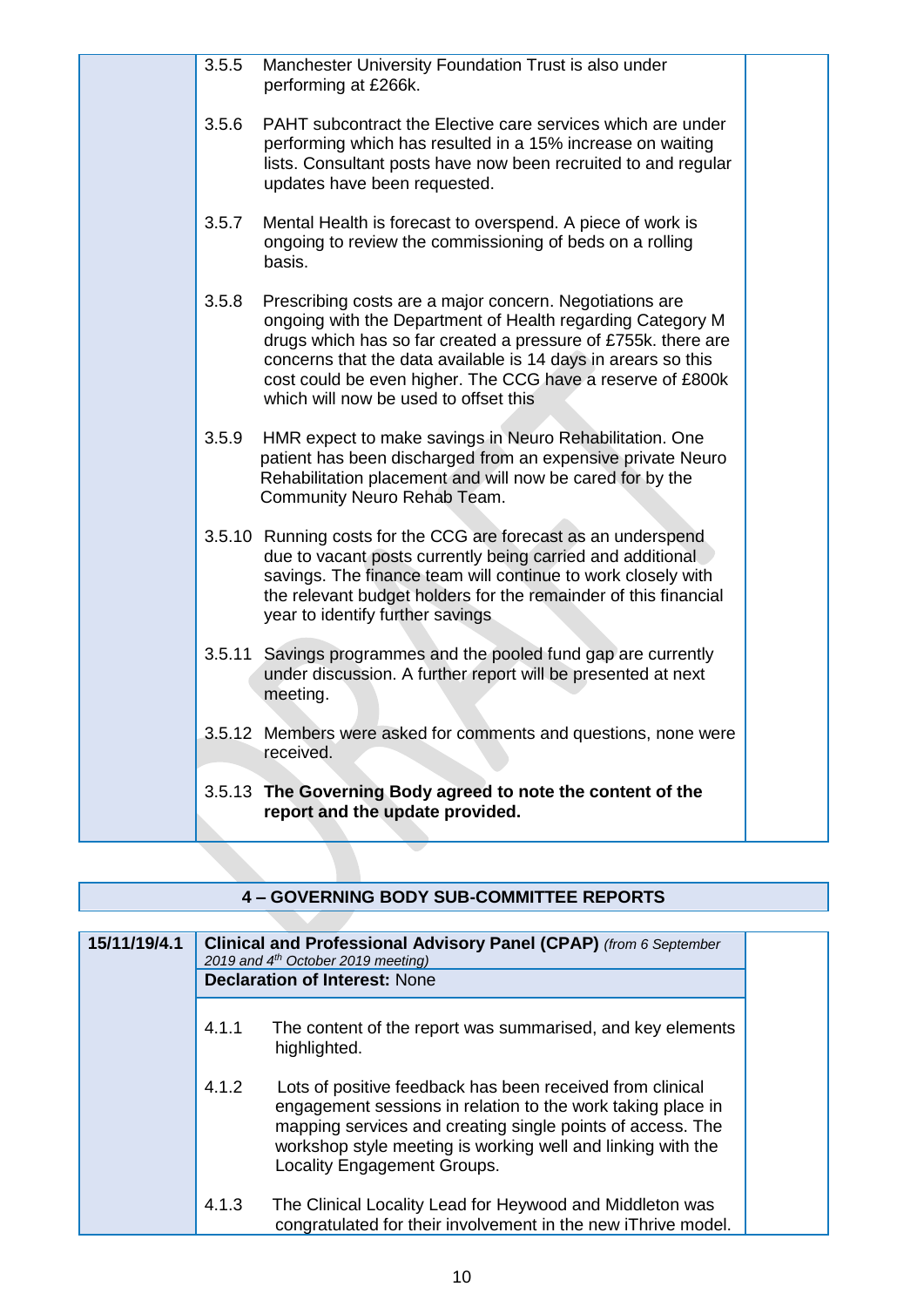| | | |
|---|---|---|
| | 3.5.5 Manchester University Foundation Trust is also under performing at £266k.<br><br>3.5.6 PAHT subcontract the Elective care services which are under performing which has resulted in a 15% increase on waiting lists. Consultant posts have now been recruited to and regular updates have been requested.<br><br>3.5.7 Mental Health is forecast to overspend. A piece of work is ongoing to review the commissioning of beds on a rolling basis.<br><br>3.5.8 Prescribing costs are a major concern. Negotiations are ongoing with the Department of Health regarding Category M drugs which has so far created a pressure of £755k. there are concerns that the data available is 14 days in arears so this cost could be even higher. The CCG have a reserve of £800k which will now be used to offset this<br><br>3.5.9 HMR expect to make savings in Neuro Rehabilitation. One patient has been discharged from an expensive private Neuro Rehabilitation placement and will now be cared for by the Community Neuro Rehab Team.<br><br>3.5.10 Running costs for the CCG are forecast as an underspend due to vacant posts currently being carried and additional savings. The finance team will continue to work closely with the relevant budget holders for the remainder of this financial year to identify further savings<br><br>3.5.11 Savings programmes and the pooled fund gap are currently under discussion. A further report will be presented at next meeting.<br><br>3.5.12 Members were asked for comments and questions, none were received.<br><br>3.5.13 **The Governing Body agreed to note the content of the report and the update provided.** | |

## 4 – GOVERNING BODY SUB-COMMITTEE REPORTS

| | | |
|---|---|---|
| **15/11/19/4.1** | **Clinical and Professional Advisory Panel (CPAP)** *(from 6 September 2019 and 4th October 2019 meeting)* | |
| | **Declaration of Interest:** None | |
| | 4.1.1 The content of the report was summarised, and key elements highlighted.<br><br>4.1.2 Lots of positive feedback has been received from clinical engagement sessions in relation to the work taking place in mapping services and creating single points of access. The workshop style meeting is working well and linking with the Locality Engagement Groups.<br><br>4.1.3 The Clinical Locality Lead for Heywood and Middleton was congratulated for their involvement in the new iThrive model. | |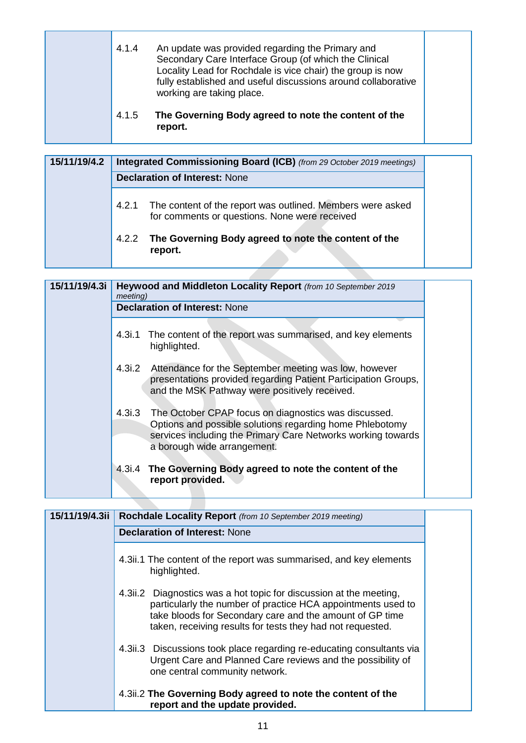| | | |
|---|---|---|
| | 4.1.4 An update was provided regarding the Primary and Secondary Care Interface Group (of which the Clinical Locality Lead for Rochdale is vice chair) the group is now fully established and useful discussions around collaborative working are taking place.<br><br>4.1.5 **The Governing Body agreed to note the content of the report.** | |

| | | |
|---|---|---|
| **15/11/19/4.2** | **Integrated Commissioning Board (ICB)** *(from 29 October 2019 meetings)* | |
| | **Declaration of Interest:** None | |
| | 4.2.1 The content of the report was outlined. Members were asked for comments or questions. None were received<br><br>4.2.2 **The Governing Body agreed to note the content of the report.** | |

| | | |
|---|---|---|
| **15/11/19/4.3i** | **Heywood and Middleton Locality Report** *(from 10 September 2019 meeting)* | |
| | **Declaration of Interest:** None | |
| | 4.3i.1 The content of the report was summarised, and key elements highlighted.<br><br>4.3i.2 Attendance for the September meeting was low, however presentations provided regarding Patient Participation Groups, and the MSK Pathway were positively received.<br><br>4.3i.3 The October CPAP focus on diagnostics was discussed. Options and possible solutions regarding home Phlebotomy services including the Primary Care Networks working towards a borough wide arrangement.<br><br>4.3i.4 **The Governing Body agreed to note the content of the report provided.** | |

| | | |
|---|---|---|
| **15/11/19/4.3ii** | **Rochdale Locality Report** *(from 10 September 2019 meeting)* | |
| | **Declaration of Interest:** None | |
| | 4.3ii.1 The content of the report was summarised, and key elements highlighted.<br><br>4.3ii.2 Diagnostics was a hot topic for discussion at the meeting, particularly the number of practice HCA appointments used to take bloods for Secondary care and the amount of GP time taken, receiving results for tests they had not requested.<br><br>4.3ii.3 Discussions took place regarding re-educating consultants via Urgent Care and Planned Care reviews and the possibility of one central community network.<br><br>4.3ii.2 **The Governing Body agreed to note the content of the report and the update provided.** | |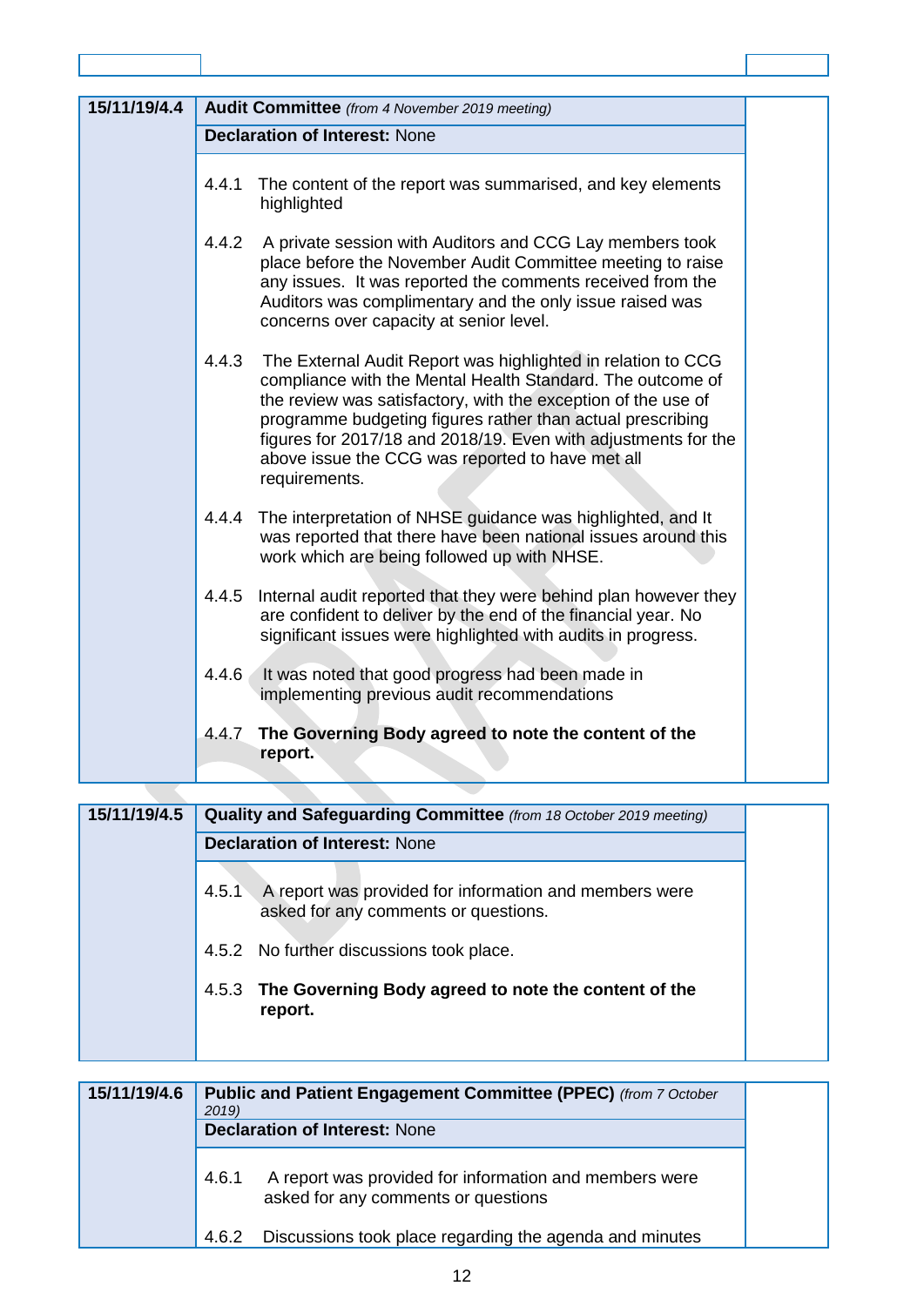| | | |
|---|---|---|
| | | |

| 15/11/19/4.4 | **Audit Committee** *(from 4 November 2019 meeting)* | |
|---|---|---|
| | **Declaration of Interest:** None | |
| | 4.4.1 The content of the report was summarised, and key elements highlighted<br><br>4.4.2 A private session with Auditors and CCG Lay members took place before the November Audit Committee meeting to raise any issues. It was reported the comments received from the Auditors was complimentary and the only issue raised was concerns over capacity at senior level.<br><br>4.4.3 The External Audit Report was highlighted in relation to CCG compliance with the Mental Health Standard. The outcome of the review was satisfactory, with the exception of the use of programme budgeting figures rather than actual prescribing figures for 2017/18 and 2018/19. Even with adjustments for the above issue the CCG was reported to have met all requirements.<br><br>4.4.4 The interpretation of NHSE guidance was highlighted, and It was reported that there have been national issues around this work which are being followed up with NHSE.<br><br>4.4.5 Internal audit reported that they were behind plan however they are confident to deliver by the end of the financial year. No significant issues were highlighted with audits in progress.<br><br>4.4.6 It was noted that good progress had been made in implementing previous audit recommendations<br><br>4.4.7 **The Governing Body agreed to note the content of the report.** | |

| 15/11/19/4.5 | **Quality and Safeguarding Committee** *(from 18 October 2019 meeting)* | |
|---|---|---|
| | **Declaration of Interest:** None | |
| | 4.5.1 A report was provided for information and members were asked for any comments or questions.<br><br>4.5.2 No further discussions took place.<br><br>4.5.3 **The Governing Body agreed to note the content of the report.** | |

| 15/11/19/4.6 | **Public and Patient Engagement Committee (PPEC)** *(from 7 October 2019)* | |
|---|---|---|
| | **Declaration of Interest:** None | |
| | 4.6.1 A report was provided for information and members were asked for any comments or questions<br><br>4.6.2 Discussions took place regarding the agenda and minutes | |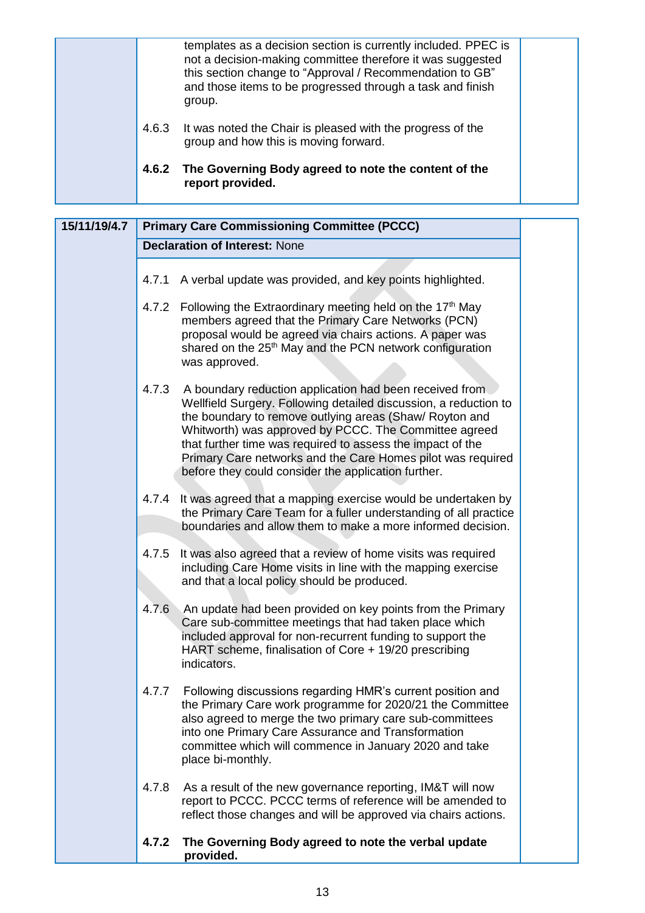| | | |
|---|---|---|
| | templates as a decision section is currently included. PPEC is not a decision-making committee therefore it was suggested this section change to "Approval / Recommendation to GB" and those items to be progressed through a task and finish group.<br><br>4.6.3 It was noted the Chair is pleased with the progress of the group and how this is moving forward.<br><br>**4.6.2 The Governing Body agreed to note the content of the report provided.** | |

| | | |
|---|---|---|
| **15/11/19/4.7** | **Primary Care Commissioning Committee (PCCC)** | |
| | **Declaration of Interest:** None | |
| | 4.7.1 A verbal update was provided, and key points highlighted.<br><br>4.7.2 Following the Extraordinary meeting held on the 17th May members agreed that the Primary Care Networks (PCN) proposal would be agreed via chairs actions. A paper was shared on the 25th May and the PCN network configuration was approved.<br><br>4.7.3 A boundary reduction application had been received from Wellfield Surgery. Following detailed discussion, a reduction to the boundary to remove outlying areas (Shaw/ Royton and Whitworth) was approved by PCCC. The Committee agreed that further time was required to assess the impact of the Primary Care networks and the Care Homes pilot was required before they could consider the application further.<br><br>4.7.4 It was agreed that a mapping exercise would be undertaken by the Primary Care Team for a fuller understanding of all practice boundaries and allow them to make a more informed decision.<br><br>4.7.5 It was also agreed that a review of home visits was required including Care Home visits in line with the mapping exercise and that a local policy should be produced.<br><br>4.7.6 An update had been provided on key points from the Primary Care sub-committee meetings that had taken place which included approval for non-recurrent funding to support the HART scheme, finalisation of Core + 19/20 prescribing indicators.<br><br>4.7.7 Following discussions regarding HMR's current position and the Primary Care work programme for 2020/21 the Committee also agreed to merge the two primary care sub-committees into one Primary Care Assurance and Transformation committee which will commence in January 2020 and take place bi-monthly.<br><br>4.7.8 As a result of the new governance reporting, IM&T will now report to PCCC. PCCC terms of reference will be amended to reflect those changes and will be approved via chairs actions.<br><br>**4.7.2 The Governing Body agreed to note the verbal update provided.** | |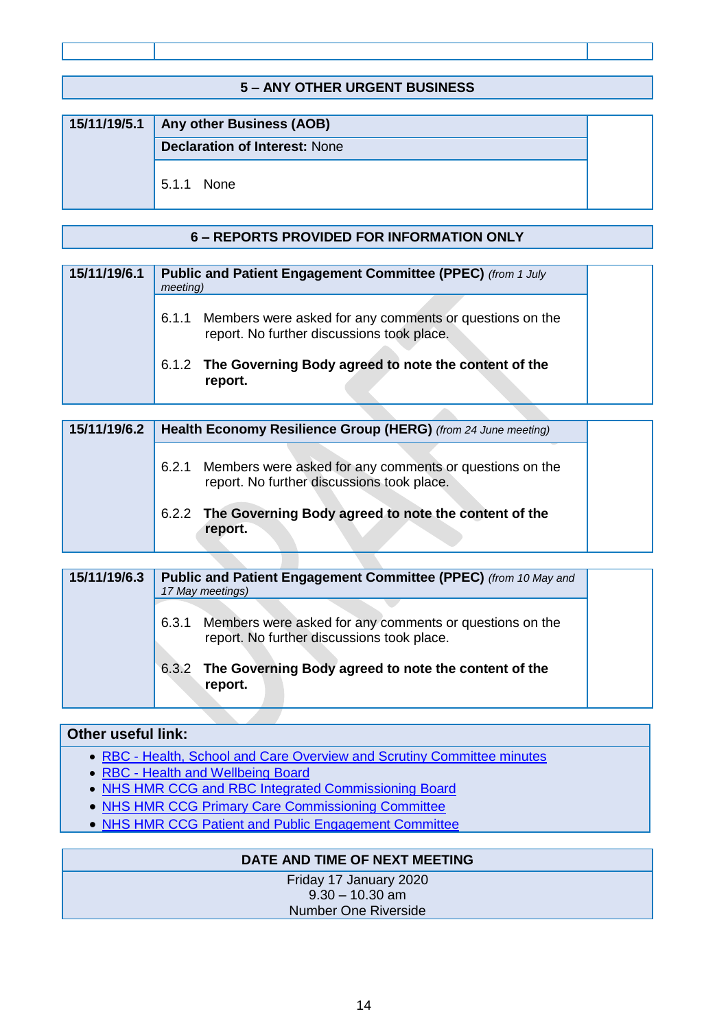| | | |
|---|---|---|
| | | |

## 5 – ANY OTHER URGENT BUSINESS

| | | |
|---|---|---|
| **15/11/19/5.1** | **Any other Business (AOB)**<br>**Declaration of Interest:** None<br><br>5.1.1 None | |

## 6 – REPORTS PROVIDED FOR INFORMATION ONLY

| | | |
|---|---|---|
| **15/11/19/6.1** | **Public and Patient Engagement Committee (PPEC)** *(from 1 July meeting)*<br><br>6.1.1 Members were asked for any comments or questions on the report. No further discussions took place.<br><br>6.1.2 **The Governing Body agreed to note the content of the report.** | |

| | | |
|---|---|---|
| **15/11/19/6.2** | **Health Economy Resilience Group (HERG)** *(from 24 June meeting)*<br><br>6.2.1 Members were asked for any comments or questions on the report. No further discussions took place.<br><br>6.2.2 **The Governing Body agreed to note the content of the report.** | |

| | | |
|---|---|---|
| **15/11/19/6.3** | **Public and Patient Engagement Committee (PPEC)** *(from 10 May and 17 May meetings)*<br><br>6.3.1 Members were asked for any comments or questions on the report. No further discussions took place.<br><br>6.3.2 **The Governing Body agreed to note the content of the report.** | |

**Other useful link:**

- RBC - Health, School and Care Overview and Scrutiny Committee minutes
- RBC - Health and Wellbeing Board
- NHS HMR CCG and RBC Integrated Commissioning Board
- NHS HMR CCG Primary Care Commissioning Committee
- NHS HMR CCG Patient and Public Engagement Committee

**DATE AND TIME OF NEXT MEETING**

Friday 17 January 2020
9.30 – 10.30 am
Number One Riverside